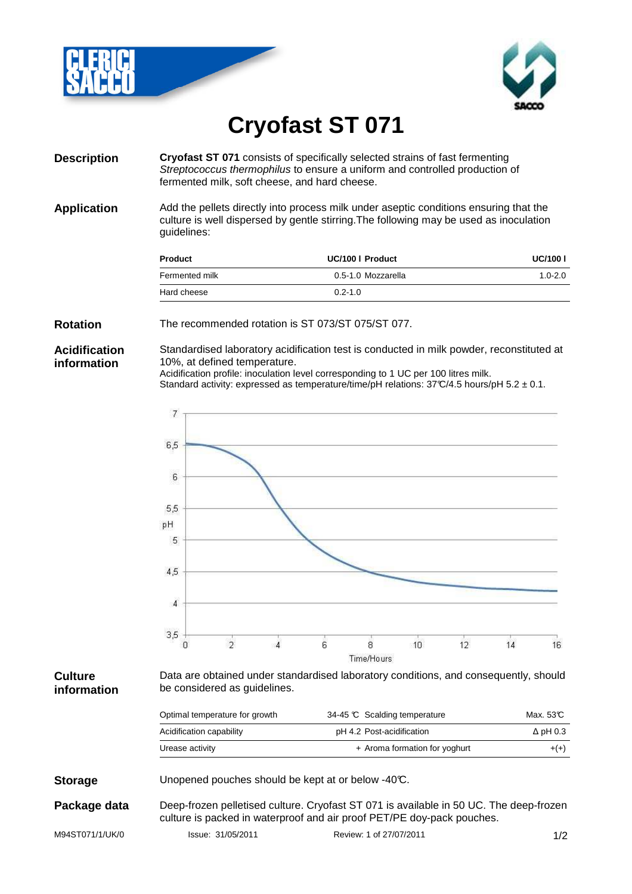# Cryofast ST 071

## Description

**Cryofast ST 071** consists of specifically selected strains of fast fermenting *Streptococcus thermophilus* to ensure a uniform and controlled production of fermented milk, soft cheese, and hard cheese.

## Application

Add the pellets directly into process milk under aseptic conditions ensuring that the culture is well dispersed by gentle stirring.The following may be used as inoculation guidelines:

| Product | UC/100 l | Product | UC/100 l |
|---|---|---|---|
| Fermented milk | 0.5-1.0 | Mozzarella | 1.0-2.0 |
| Hard cheese | 0.2-1.0 | | |

## Rotation

The recommended rotation is ST 073/ST 075/ST 077.

## Acidification information

Standardised laboratory acidification test is conducted in milk powder, reconstituted at 10%, at defined temperature.
Acidification profile: inoculation level corresponding to 1 UC per 100 litres milk.
Standard activity: expressed as temperature/time/pH relations: 37℃/4.5 hours/pH 5.2 ± 0.1.

## Culture information

Data are obtained under standardised laboratory conditions, and consequently, should be considered as guidelines.

| | | | |
|---|---|---|---|
| Optimal temperature for growth | 34-45 ℃ | Scalding temperature | Max. 53℃ |
| Acidification capability | pH 4.2 | Post-acidification | Δ pH 0.3 |
| Urease activity | + | Aroma formation for yoghurt | +(+) |

## Storage

Unopened pouches should be kept at or below -40℃.

## Package data

Deep-frozen pelletised culture. Cryofast ST 071 is available in 50 UC. The deep-frozen culture is packed in waterproof and air proof PET/PE doy-pack pouches.

M94ST071/1/UK/0 Issue: 31/05/2011 Review: 1 of 27/07/2011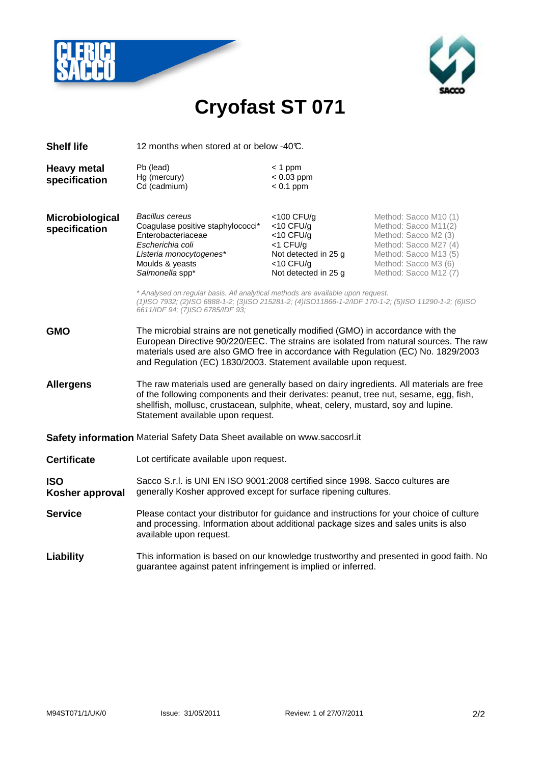# Cryofast ST 071

**Shelf life** 12 months when stored at or below -40℃.

**Heavy metal specification**

| | | |
|---|---|---|
| Pb (lead) | < 1 ppm | |
| Hg (mercury) | < 0.03 ppm | |
| Cd (cadmium) | < 0.1 ppm | |

**Microbiological specification**

| | | |
|---|---|---|
| *Bacillus cereus* | <100 CFU/g | Method: Sacco M10 (1) |
| Coagulase positive staphylococci* | <10 CFU/g | Method: Sacco M11(2) |
| Enterobacteriaceae | <10 CFU/g | Method: Sacco M2 (3) |
| *Escherichia coli* | <1 CFU/g | Method: Sacco M27 (4) |
| *Listeria monocytogenes** | Not detected in 25 g | Method: Sacco M13 (5) |
| Moulds & yeasts | <10 CFU/g | Method: Sacco M3 (6) |
| *Salmonella* spp* | Not detected in 25 g | Method: Sacco M12 (7) |

*\* Analysed on regular basis. All analytical methods are available upon request.*
*(1)ISO 7932; (2)ISO 6888-1-2; (3)ISO 215281-2; (4)ISO11866-1-2/IDF 170-1-2; (5)ISO 11290-1-2; (6)ISO 6611/IDF 94; (7)ISO 6785/IDF 93;*

**GMO** The microbial strains are not genetically modified (GMO) in accordance with the European Directive 90/220/EEC. The strains are isolated from natural sources. The raw materials used are also GMO free in accordance with Regulation (EC) No. 1829/2003 and Regulation (EC) 1830/2003. Statement available upon request.

**Allergens** The raw materials used are generally based on dairy ingredients. All materials are free of the following components and their derivates: peanut, tree nut, sesame, egg, fish, shellfish, mollusc, crustacean, sulphite, wheat, celery, mustard, soy and lupine. Statement available upon request.

**Safety information** Material Safety Data Sheet available on www.saccosrl.it

**Certificate** Lot certificate available upon request.

**ISO Kosher approval** Sacco S.r.l. is UNI EN ISO 9001:2008 certified since 1998. Sacco cultures are generally Kosher approved except for surface ripening cultures.

**Service** Please contact your distributor for guidance and instructions for your choice of culture and processing. Information about additional package sizes and sales units is also available upon request.

**Liability** This information is based on our knowledge trustworthy and presented in good faith. No guarantee against patent infringement is implied or inferred.

M94ST071/1/UK/0 Issue: 31/05/2011 Review: 1 of 27/07/2011